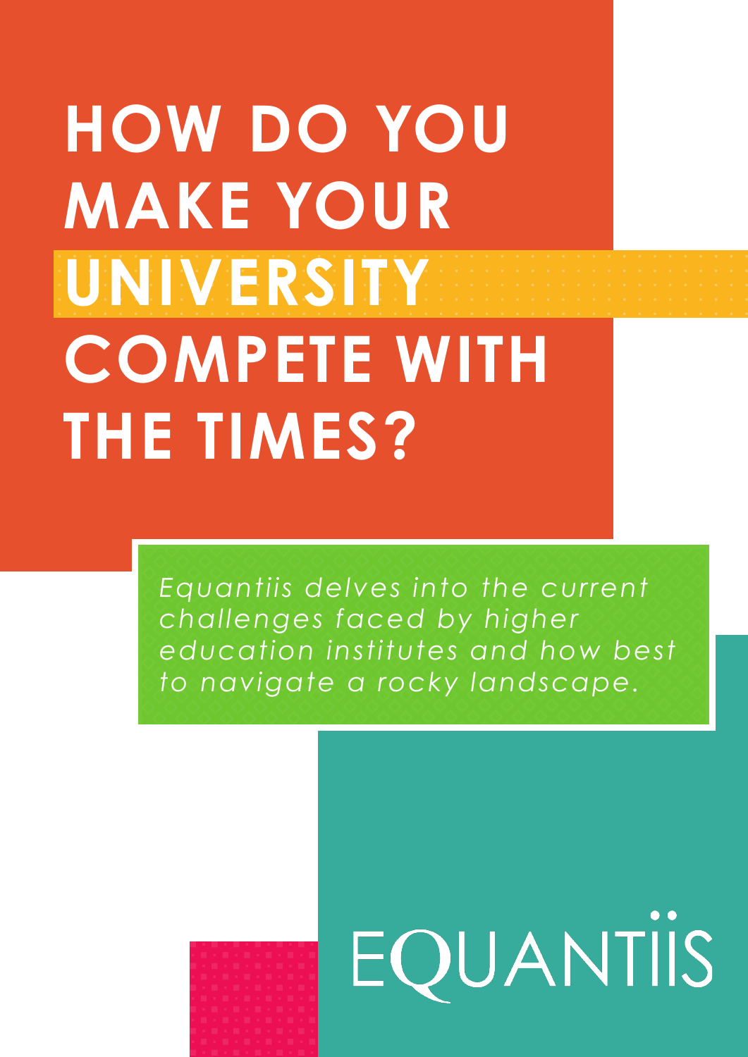# HOW DO YOU MAKE YOUR UNIVERSITY COMPETE WITH THE TIMES?

*Equantiis delves into the current challenges faced by higher education institutes and how best to navigate a rocky landscape.*

EQUANTIIS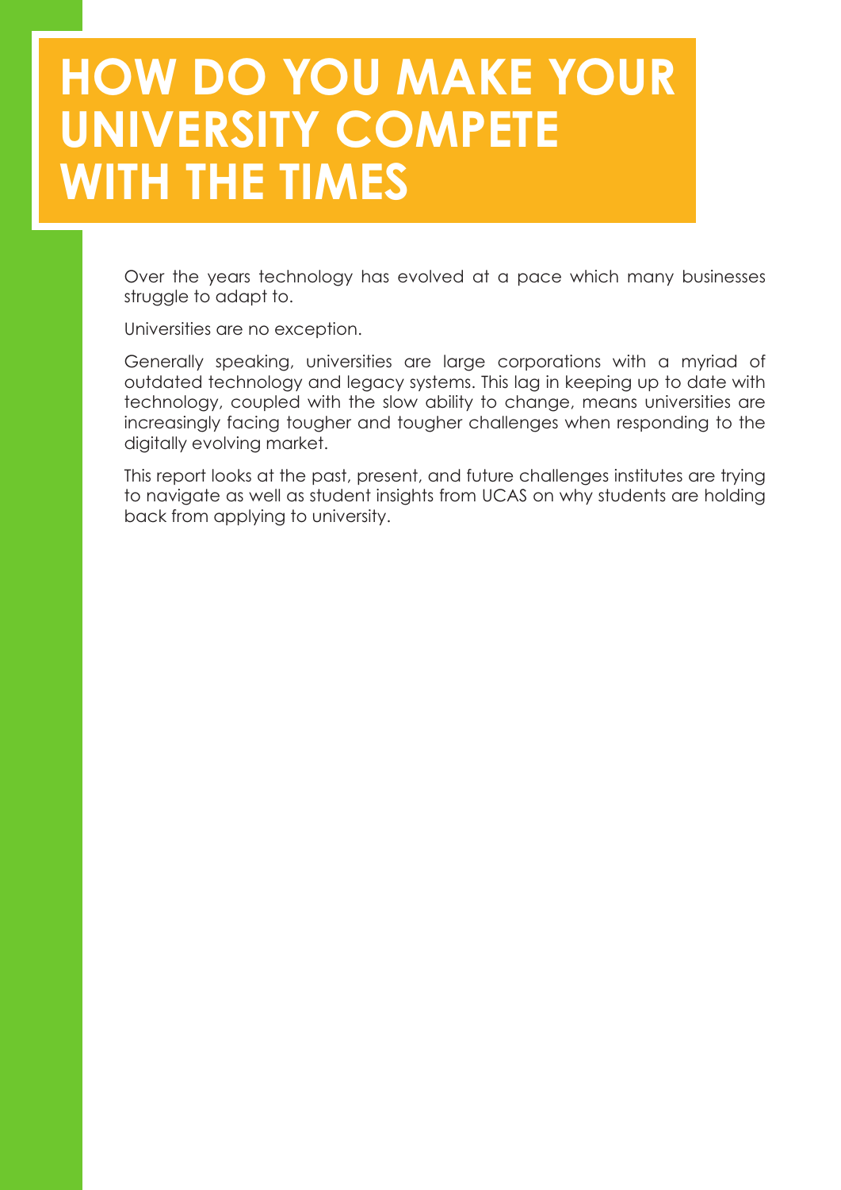# HOW DO YOU MAKE YOUR UNIVERSITY COMPETE WITH THE TIMES

Over the years technology has evolved at a pace which many businesses struggle to adapt to.

Universities are no exception.

Generally speaking, universities are large corporations with a myriad of outdated technology and legacy systems. This lag in keeping up to date with technology, coupled with the slow ability to change, means universities are increasingly facing tougher and tougher challenges when responding to the digitally evolving market.

This report looks at the past, present, and future challenges institutes are trying to navigate as well as student insights from UCAS on why students are holding back from applying to university.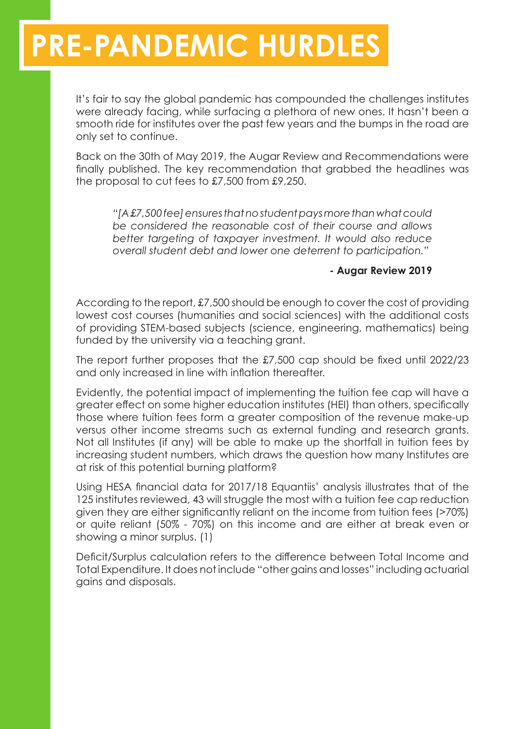# PRE-PANDEMIC HURDLES

It's fair to say the global pandemic has compounded the challenges institutes were already facing, while surfacing a plethora of new ones. It hasn't been a smooth ride for institutes over the past few years and the bumps in the road are only set to continue.

Back on the 30th of May 2019, the Augar Review and Recommendations were finally published. The key recommendation that grabbed the headlines was the proposal to cut fees to £7,500 from £9,250.

> *"[A £7,500 fee] ensures that no student pays more than what could be considered the reasonable cost of their course and allows better targeting of taxpayer investment. It would also reduce overall student debt and lower one deterrent to participation."*
>
> **- Augar Review 2019**

According to the report, £7,500 should be enough to cover the cost of providing lowest cost courses (humanities and social sciences) with the additional costs of providing STEM-based subjects (science, engineering, mathematics) being funded by the university via a teaching grant.

The report further proposes that the £7,500 cap should be fixed until 2022/23 and only increased in line with inflation thereafter.

Evidently, the potential impact of implementing the tuition fee cap will have a greater effect on some higher education institutes (HEI) than others, specifically those where tuition fees form a greater composition of the revenue make-up versus other income streams such as external funding and research grants. Not all Institutes (if any) will be able to make up the shortfall in tuition fees by increasing student numbers, which draws the question how many Institutes are at risk of this potential burning platform?

Using HESA financial data for 2017/18 Equantiis' analysis illustrates that of the 125 institutes reviewed, 43 will struggle the most with a tuition fee cap reduction given they are either significantly reliant on the income from tuition fees (>70%) or quite reliant (50% - 70%) on this income and are either at break even or showing a minor surplus. (1)

Deficit/Surplus calculation refers to the difference between Total Income and Total Expenditure. It does not include "other gains and losses" including actuarial gains and disposals.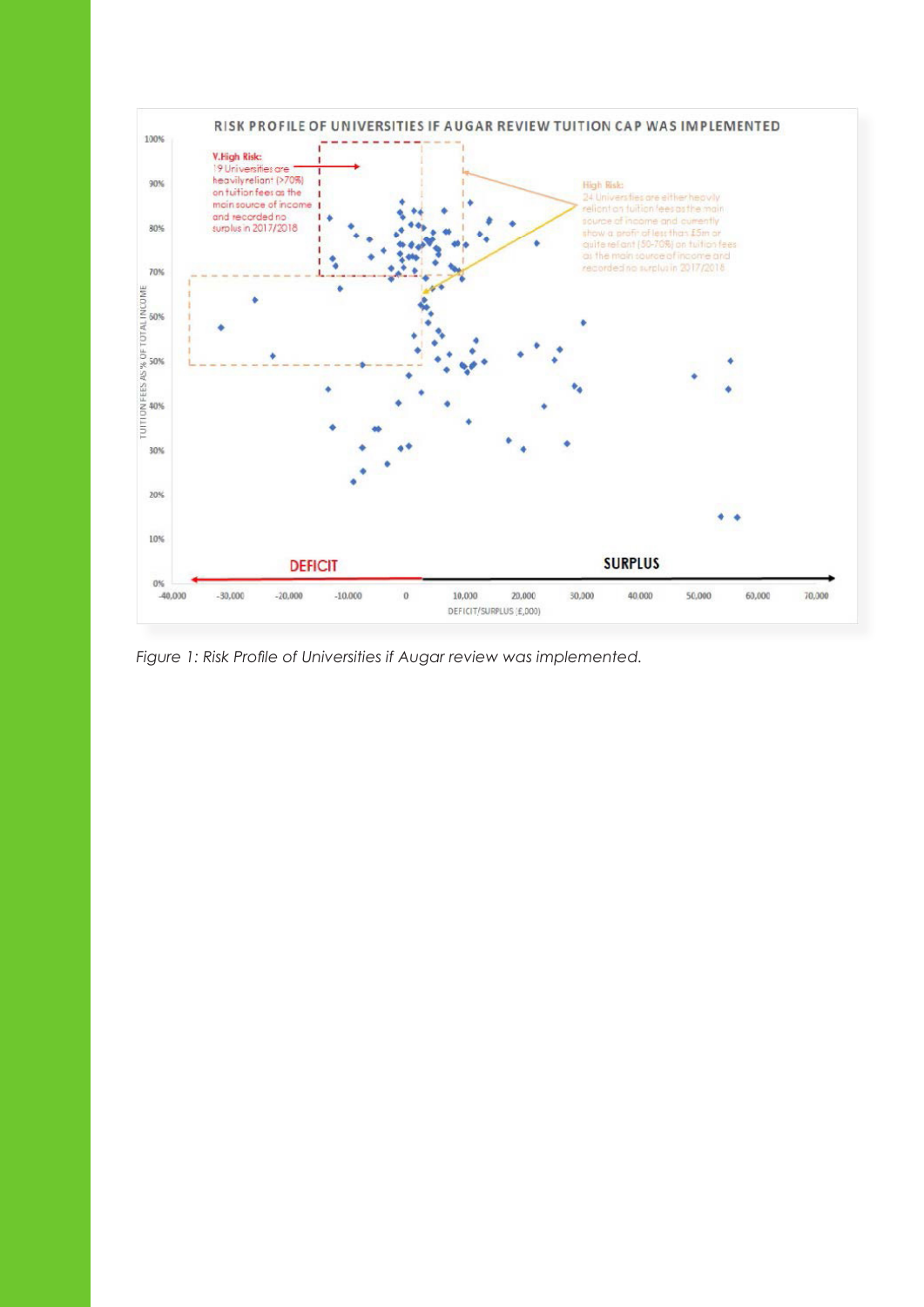**RISK PROFILE OF UNIVERSITIES IF AUGAR REVIEW TUITION CAP WAS IMPLEMENTED**

**V.High Risk:** 19 Universities are heavily reliant (>70%) on tuition fees as the main source of income and recorded no surplus in 2017/2018

**High Risk:** 24 Universities are either heavily reliant on tuition fees as the main source of income and currently show a profit of less than £5m or quite reliant (50-70%) on tuition fees as the main source of income and recorded no surplus in 2017/2018

DEFICIT — SURPLUS

Y-axis: TUITION FEES AS % OF TOTAL INCOME

X-axis: DEFICIT/SURPLUS (£,000)

*Figure 1: Risk Profile of Universities if Augar review was implemented.*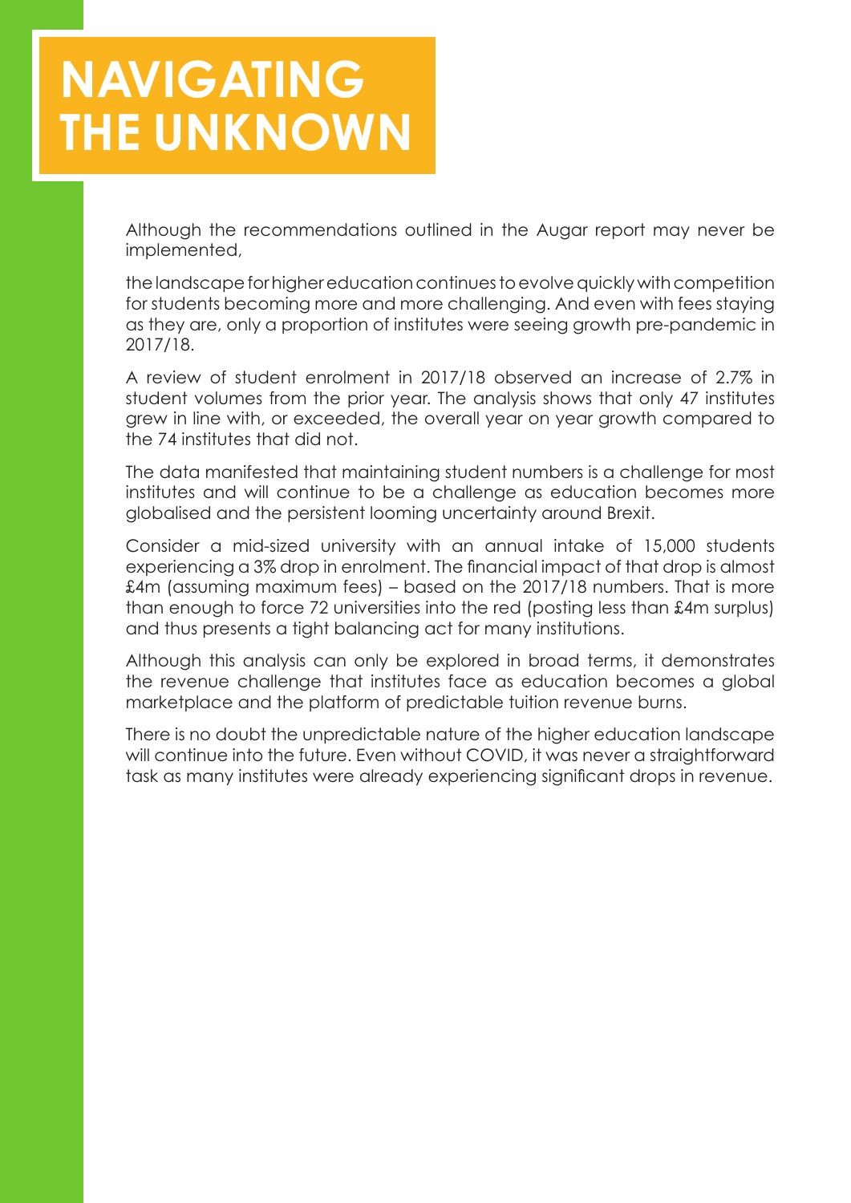# NAVIGATING THE UNKNOWN

Although the recommendations outlined in the Augar report may never be implemented,

the landscape for higher education continues to evolve quickly with competition for students becoming more and more challenging. And even with fees staying as they are, only a proportion of institutes were seeing growth pre-pandemic in 2017/18.

A review of student enrolment in 2017/18 observed an increase of 2.7% in student volumes from the prior year. The analysis shows that only 47 institutes grew in line with, or exceeded, the overall year on year growth compared to the 74 institutes that did not.

The data manifested that maintaining student numbers is a challenge for most institutes and will continue to be a challenge as education becomes more globalised and the persistent looming uncertainty around Brexit.

Consider a mid-sized university with an annual intake of 15,000 students experiencing a 3% drop in enrolment. The financial impact of that drop is almost £4m (assuming maximum fees) – based on the 2017/18 numbers. That is more than enough to force 72 universities into the red (posting less than £4m surplus) and thus presents a tight balancing act for many institutions.

Although this analysis can only be explored in broad terms, it demonstrates the revenue challenge that institutes face as education becomes a global marketplace and the platform of predictable tuition revenue burns.

There is no doubt the unpredictable nature of the higher education landscape will continue into the future. Even without COVID, it was never a straightforward task as many institutes were already experiencing significant drops in revenue.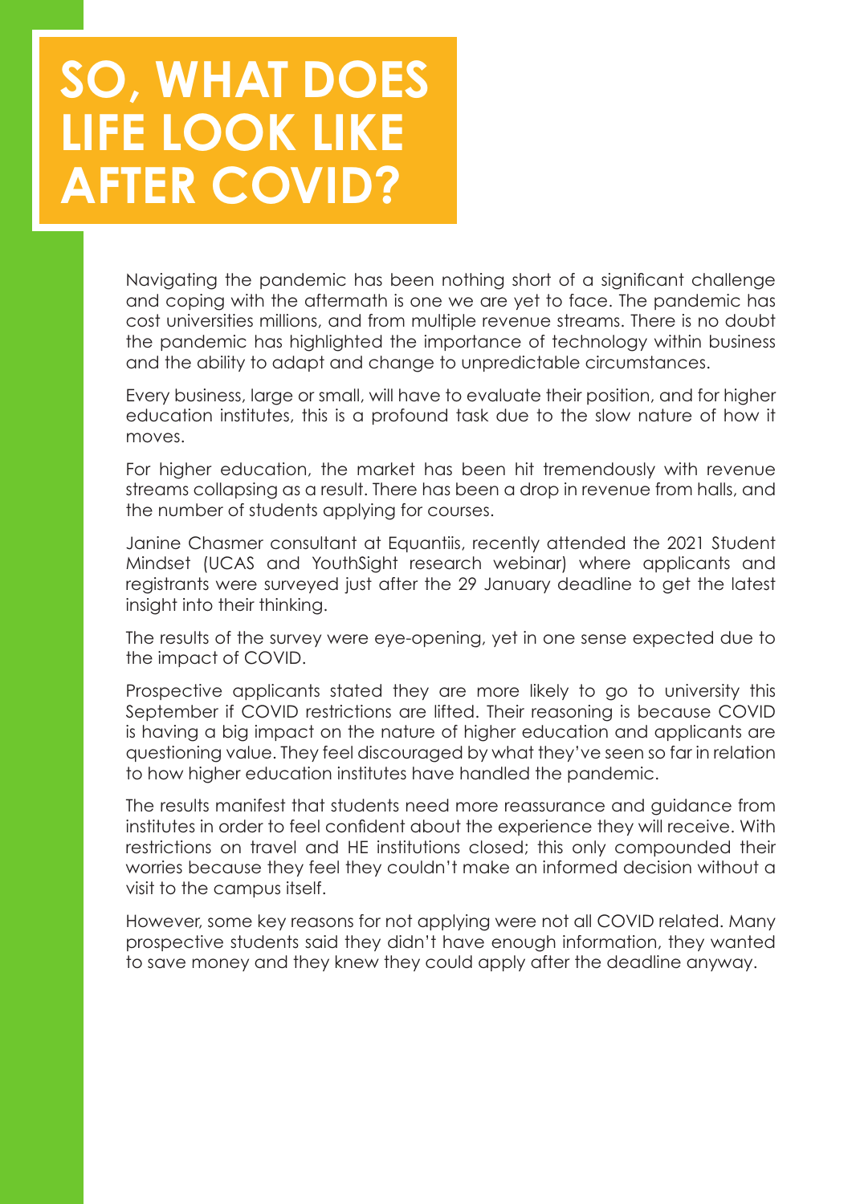# SO, WHAT DOES LIFE LOOK LIKE AFTER COVID?

Navigating the pandemic has been nothing short of a significant challenge and coping with the aftermath is one we are yet to face. The pandemic has cost universities millions, and from multiple revenue streams. There is no doubt the pandemic has highlighted the importance of technology within business and the ability to adapt and change to unpredictable circumstances.

Every business, large or small, will have to evaluate their position, and for higher education institutes, this is a profound task due to the slow nature of how it moves.

For higher education, the market has been hit tremendously with revenue streams collapsing as a result. There has been a drop in revenue from halls, and the number of students applying for courses.

Janine Chasmer consultant at Equantiis, recently attended the 2021 Student Mindset (UCAS and YouthSight research webinar) where applicants and registrants were surveyed just after the 29 January deadline to get the latest insight into their thinking.

The results of the survey were eye-opening, yet in one sense expected due to the impact of COVID.

Prospective applicants stated they are more likely to go to university this September if COVID restrictions are lifted. Their reasoning is because COVID is having a big impact on the nature of higher education and applicants are questioning value. They feel discouraged by what they've seen so far in relation to how higher education institutes have handled the pandemic.

The results manifest that students need more reassurance and guidance from institutes in order to feel confident about the experience they will receive. With restrictions on travel and HE institutions closed; this only compounded their worries because they feel they couldn't make an informed decision without a visit to the campus itself.

However, some key reasons for not applying were not all COVID related. Many prospective students said they didn't have enough information, they wanted to save money and they knew they could apply after the deadline anyway.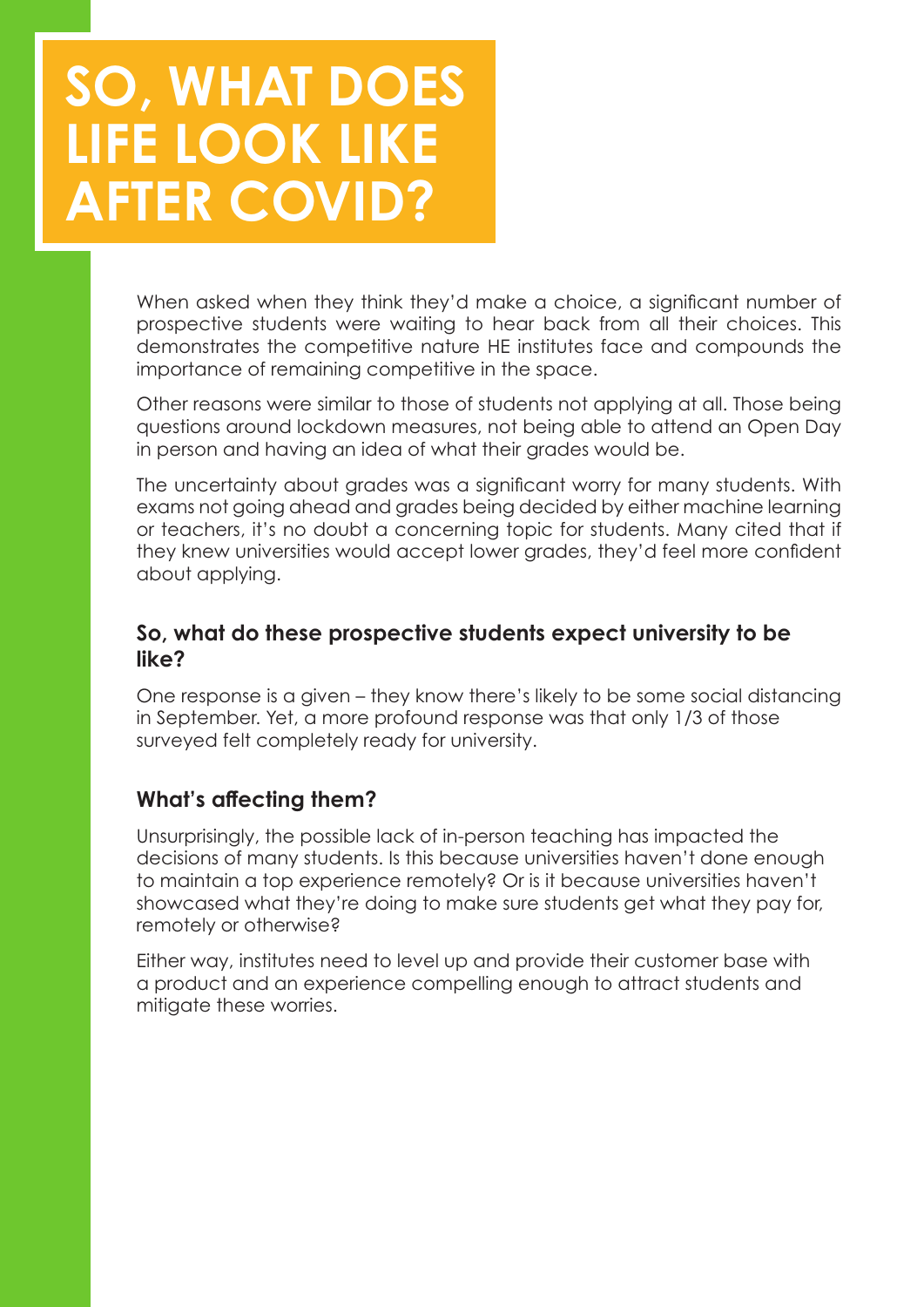# SO, WHAT DOES LIFE LOOK LIKE AFTER COVID?

When asked when they think they'd make a choice, a significant number of prospective students were waiting to hear back from all their choices. This demonstrates the competitive nature HE institutes face and compounds the importance of remaining competitive in the space.

Other reasons were similar to those of students not applying at all. Those being questions around lockdown measures, not being able to attend an Open Day in person and having an idea of what their grades would be.

The uncertainty about grades was a significant worry for many students. With exams not going ahead and grades being decided by either machine learning or teachers, it's no doubt a concerning topic for students. Many cited that if they knew universities would accept lower grades, they'd feel more confident about applying.

### So, what do these prospective students expect university to be like?

One response is a given – they know there's likely to be some social distancing in September. Yet, a more profound response was that only 1/3 of those surveyed felt completely ready for university.

### What's affecting them?

Unsurprisingly, the possible lack of in-person teaching has impacted the decisions of many students. Is this because universities haven't done enough to maintain a top experience remotely? Or is it because universities haven't showcased what they're doing to make sure students get what they pay for, remotely or otherwise?

Either way, institutes need to level up and provide their customer base with a product and an experience compelling enough to attract students and mitigate these worries.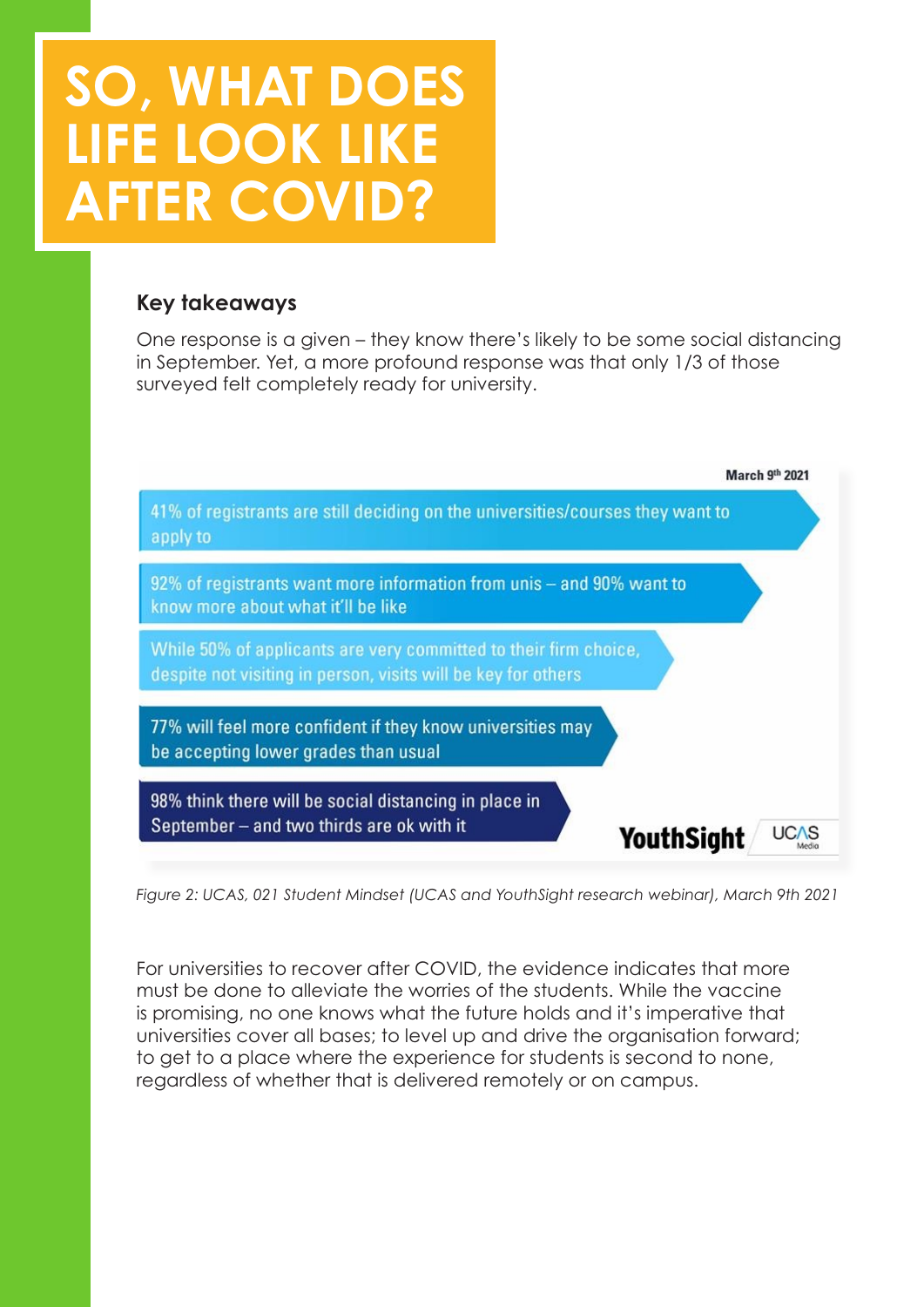# SO, WHAT DOES LIFE LOOK LIKE AFTER COVID?

### Key takeaways

One response is a given – they know there's likely to be some social distancing in September. Yet, a more profound response was that only 1/3 of those surveyed felt completely ready for university.

March 9th 2021

- 41% of registrants are still deciding on the universities/courses they want to apply to
- 92% of registrants want more information from unis – and 90% want to know more about what it'll be like
- While 50% of applicants are very committed to their firm choice, despite not visiting in person, visits will be key for others
- 77% will feel more confident if they know universities may be accepting lower grades than usual
- 98% think there will be social distancing in place in September – and two thirds are ok with it

YouthSight | UCAS Media

*Figure 2: UCAS, 021 Student Mindset (UCAS and YouthSight research webinar), March 9th 2021*

For universities to recover after COVID, the evidence indicates that more must be done to alleviate the worries of the students. While the vaccine is promising, no one knows what the future holds and it's imperative that universities cover all bases; to level up and drive the organisation forward; to get to a place where the experience for students is second to none, regardless of whether that is delivered remotely or on campus.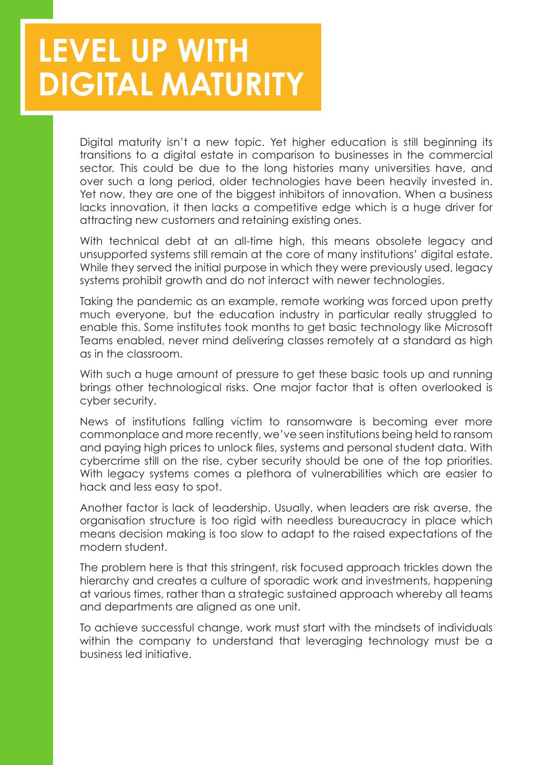# LEVEL UP WITH DIGITAL MATURITY

Digital maturity isn't a new topic. Yet higher education is still beginning its transitions to a digital estate in comparison to businesses in the commercial sector. This could be due to the long histories many universities have, and over such a long period, older technologies have been heavily invested in. Yet now, they are one of the biggest inhibitors of innovation. When a business lacks innovation, it then lacks a competitive edge which is a huge driver for attracting new customers and retaining existing ones.

With technical debt at an all-time high, this means obsolete legacy and unsupported systems still remain at the core of many institutions' digital estate. While they served the initial purpose in which they were previously used, legacy systems prohibit growth and do not interact with newer technologies.

Taking the pandemic as an example, remote working was forced upon pretty much everyone, but the education industry in particular really struggled to enable this. Some institutes took months to get basic technology like Microsoft Teams enabled, never mind delivering classes remotely at a standard as high as in the classroom.

With such a huge amount of pressure to get these basic tools up and running brings other technological risks. One major factor that is often overlooked is cyber security.

News of institutions falling victim to ransomware is becoming ever more commonplace and more recently, we've seen institutions being held to ransom and paying high prices to unlock files, systems and personal student data. With cybercrime still on the rise, cyber security should be one of the top priorities. With legacy systems comes a plethora of vulnerabilities which are easier to hack and less easy to spot.

Another factor is lack of leadership. Usually, when leaders are risk averse, the organisation structure is too rigid with needless bureaucracy in place which means decision making is too slow to adapt to the raised expectations of the modern student.

The problem here is that this stringent, risk focused approach trickles down the hierarchy and creates a culture of sporadic work and investments, happening at various times, rather than a strategic sustained approach whereby all teams and departments are aligned as one unit.

To achieve successful change, work must start with the mindsets of individuals within the company to understand that leveraging technology must be a business led initiative.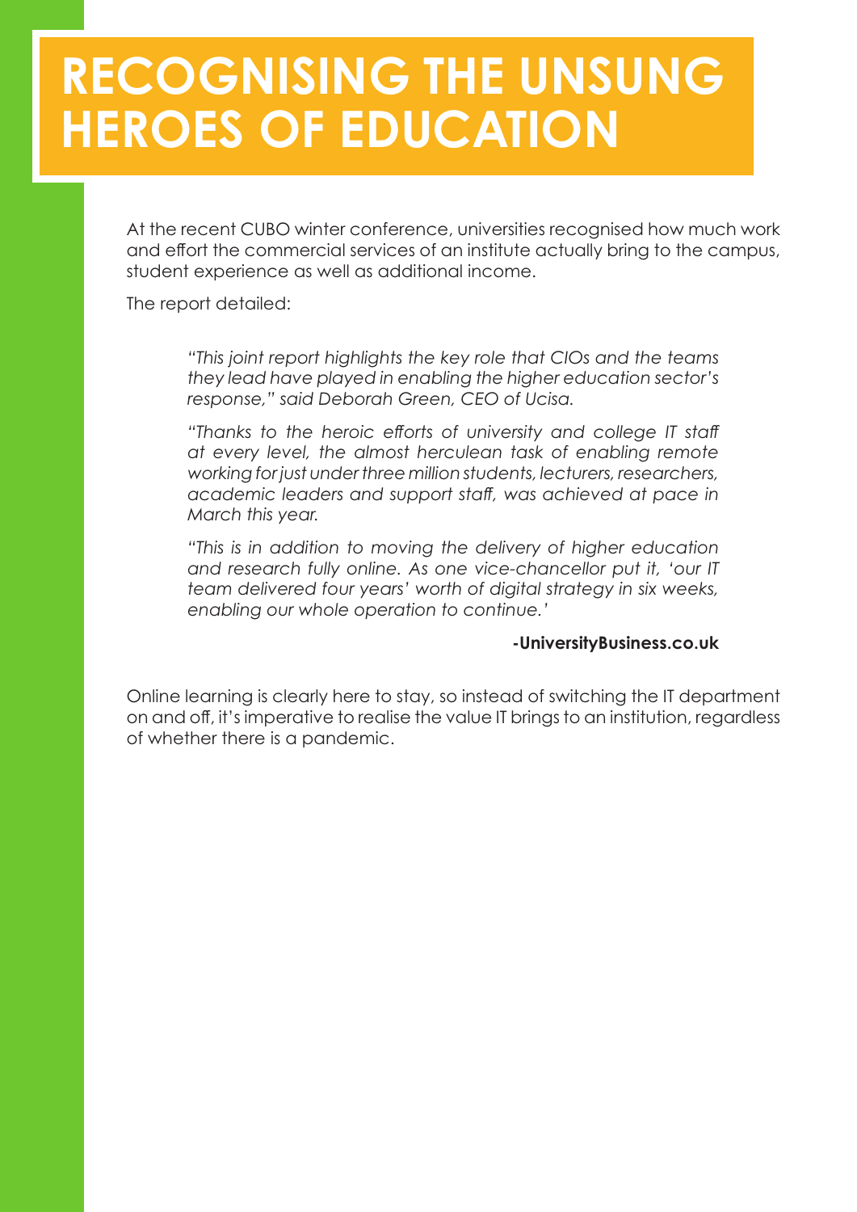# RECOGNISING THE UNSUNG HEROES OF EDUCATION

At the recent CUBO winter conference, universities recognised how much work and effort the commercial services of an institute actually bring to the campus, student experience as well as additional income.

The report detailed:

> *"This joint report highlights the key role that CIOs and the teams they lead have played in enabling the higher education sector's response," said Deborah Green, CEO of Ucisa.*
>
> *"Thanks to the heroic efforts of university and college IT staff at every level, the almost herculean task of enabling remote working for just under three million students, lecturers, researchers, academic leaders and support staff, was achieved at pace in March this year.*
>
> *"This is in addition to moving the delivery of higher education and research fully online. As one vice-chancellor put it, 'our IT team delivered four years' worth of digital strategy in six weeks, enabling our whole operation to continue.'*
>
> **-UniversityBusiness.co.uk**

Online learning is clearly here to stay, so instead of switching the IT department on and off, it's imperative to realise the value IT brings to an institution, regardless of whether there is a pandemic.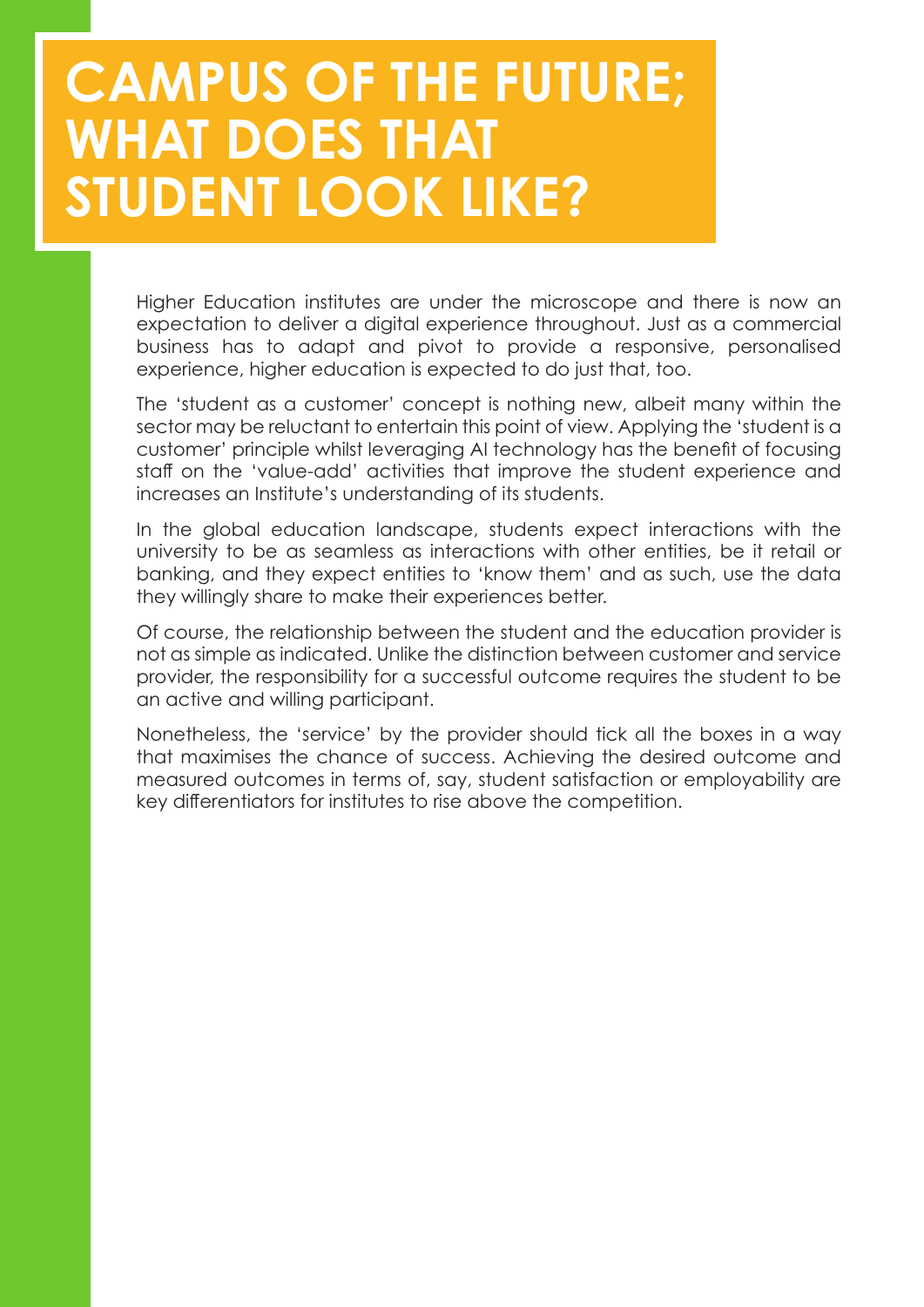# CAMPUS OF THE FUTURE; WHAT DOES THAT STUDENT LOOK LIKE?

Higher Education institutes are under the microscope and there is now an expectation to deliver a digital experience throughout. Just as a commercial business has to adapt and pivot to provide a responsive, personalised experience, higher education is expected to do just that, too.

The 'student as a customer' concept is nothing new, albeit many within the sector may be reluctant to entertain this point of view. Applying the 'student is a customer' principle whilst leveraging AI technology has the benefit of focusing staff on the 'value-add' activities that improve the student experience and increases an Institute's understanding of its students.

In the global education landscape, students expect interactions with the university to be as seamless as interactions with other entities, be it retail or banking, and they expect entities to 'know them' and as such, use the data they willingly share to make their experiences better.

Of course, the relationship between the student and the education provider is not as simple as indicated. Unlike the distinction between customer and service provider, the responsibility for a successful outcome requires the student to be an active and willing participant.

Nonetheless, the 'service' by the provider should tick all the boxes in a way that maximises the chance of success. Achieving the desired outcome and measured outcomes in terms of, say, student satisfaction or employability are key differentiators for institutes to rise above the competition.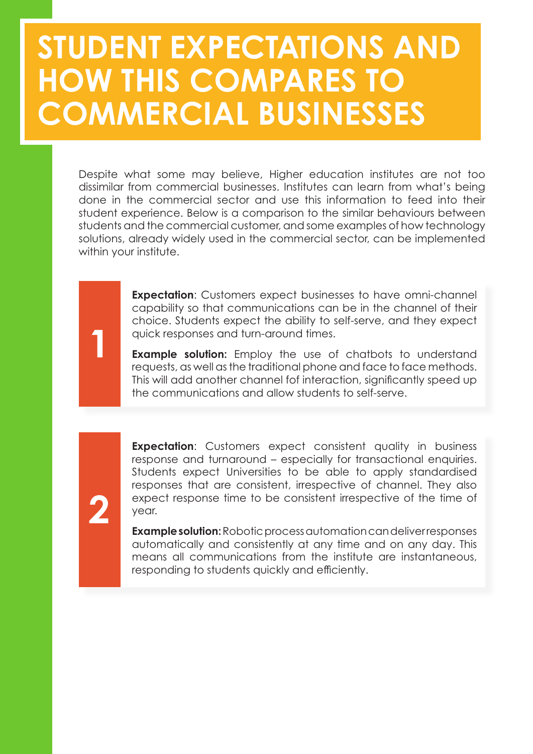# STUDENT EXPECTATIONS AND HOW THIS COMPARES TO COMMERCIAL BUSINESSES

Despite what some may believe, Higher education institutes are not too dissimilar from commercial businesses. Institutes can learn from what's being done in the commercial sector and use this information to feed into their student experience. Below is a comparison to the similar behaviours between students and the commercial customer, and some examples of how technology solutions, already widely used in the commercial sector, can be implemented within your institute.

**1**

**Expectation**: Customers expect businesses to have omni-channel capability so that communications can be in the channel of their choice. Students expect the ability to self-serve, and they expect quick responses and turn-around times.

**Example solution:** Employ the use of chatbots to understand requests, as well as the traditional phone and face to face methods. This will add another channel fof interaction, significantly speed up the communications and allow students to self-serve.

**2**

**Expectation**: Customers expect consistent quality in business response and turnaround – especially for transactional enquiries. Students expect Universities to be able to apply standardised responses that are consistent, irrespective of channel. They also expect response time to be consistent irrespective of the time of year.

**Example solution:** Robotic process automation can deliver responses automatically and consistently at any time and on any day. This means all communications from the institute are instantaneous, responding to students quickly and efficiently.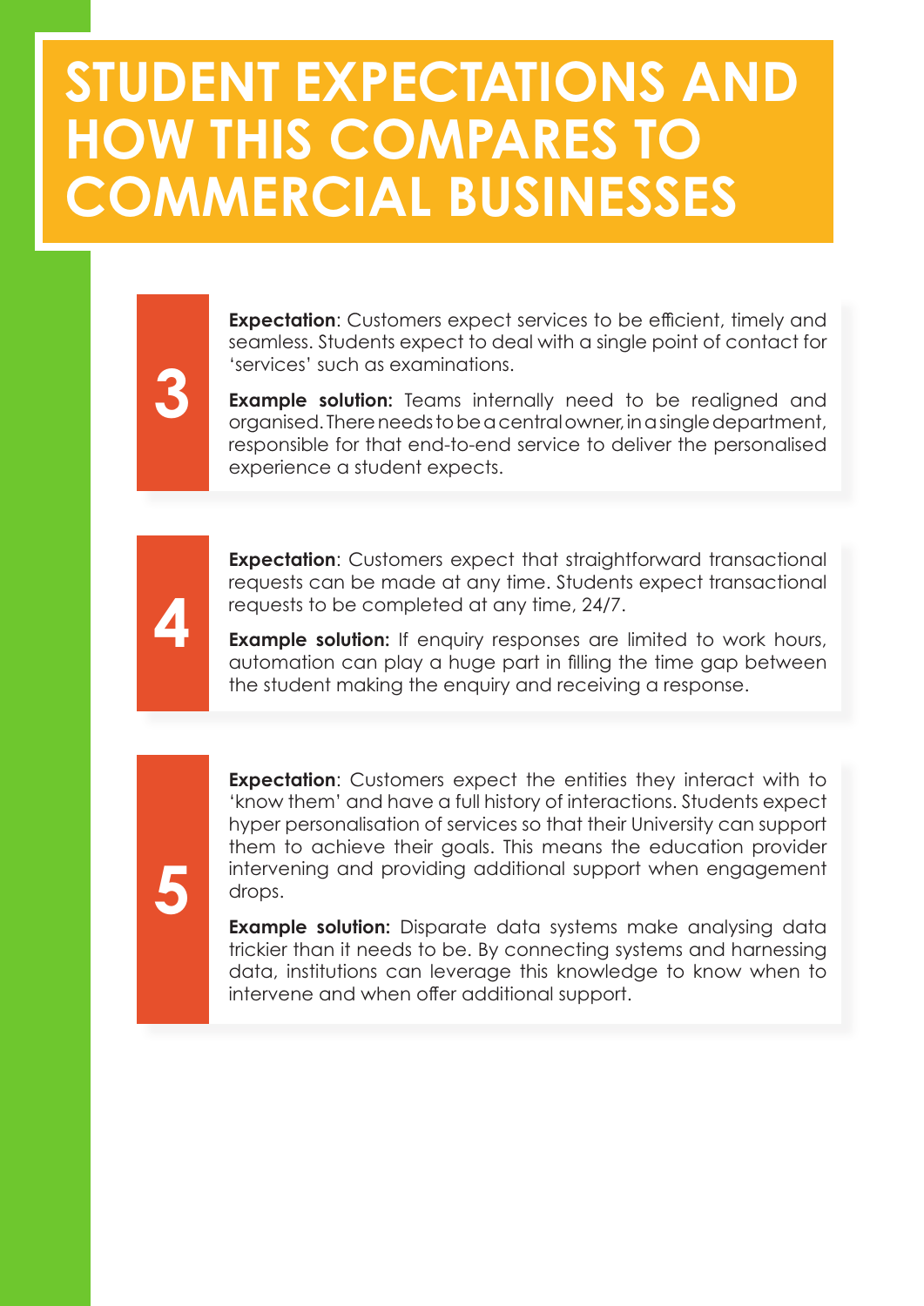# STUDENT EXPECTATIONS AND HOW THIS COMPARES TO COMMERCIAL BUSINESSES

**3**

**Expectation**: Customers expect services to be efficient, timely and seamless. Students expect to deal with a single point of contact for 'services' such as examinations.

**Example solution:** Teams internally need to be realigned and organised. There needs to be a central owner, in a single department, responsible for that end-to-end service to deliver the personalised experience a student expects.

**4**

**Expectation**: Customers expect that straightforward transactional requests can be made at any time. Students expect transactional requests to be completed at any time, 24/7.

**Example solution:** If enquiry responses are limited to work hours, automation can play a huge part in filling the time gap between the student making the enquiry and receiving a response.

**5**

**Expectation**: Customers expect the entities they interact with to 'know them' and have a full history of interactions. Students expect hyper personalisation of services so that their University can support them to achieve their goals. This means the education provider intervening and providing additional support when engagement drops.

**Example solution:** Disparate data systems make analysing data trickier than it needs to be. By connecting systems and harnessing data, institutions can leverage this knowledge to know when to intervene and when offer additional support.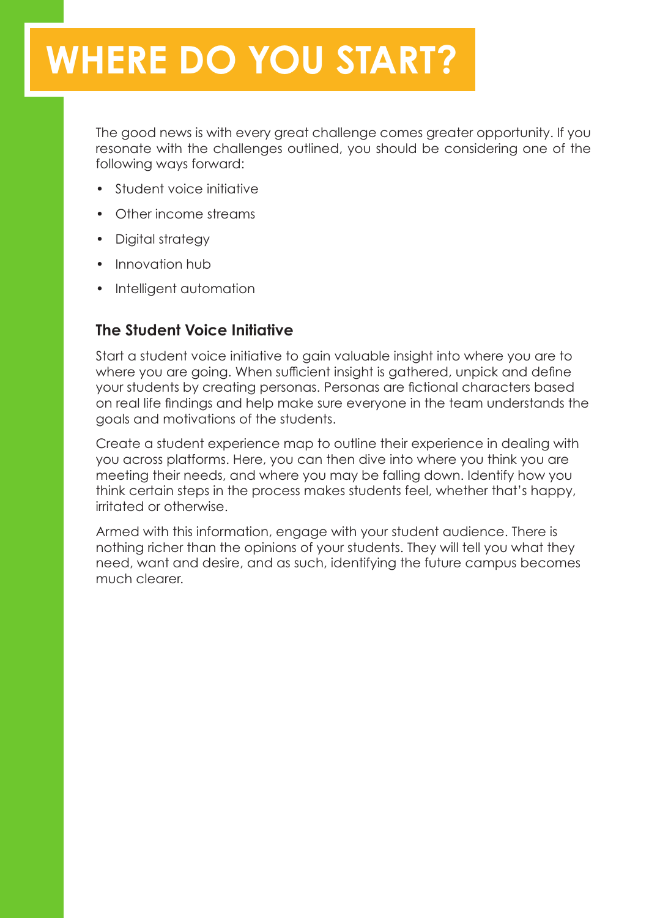# WHERE DO YOU START?

The good news is with every great challenge comes greater opportunity. If you resonate with the challenges outlined, you should be considering one of the following ways forward:

- Student voice initiative
- Other income streams
- Digital strategy
- Innovation hub
- Intelligent automation

### The Student Voice Initiative

Start a student voice initiative to gain valuable insight into where you are to where you are going. When sufficient insight is gathered, unpick and define your students by creating personas. Personas are fictional characters based on real life findings and help make sure everyone in the team understands the goals and motivations of the students.

Create a student experience map to outline their experience in dealing with you across platforms. Here, you can then dive into where you think you are meeting their needs, and where you may be falling down. Identify how you think certain steps in the process makes students feel, whether that's happy, irritated or otherwise.

Armed with this information, engage with your student audience. There is nothing richer than the opinions of your students. They will tell you what they need, want and desire, and as such, identifying the future campus becomes much clearer.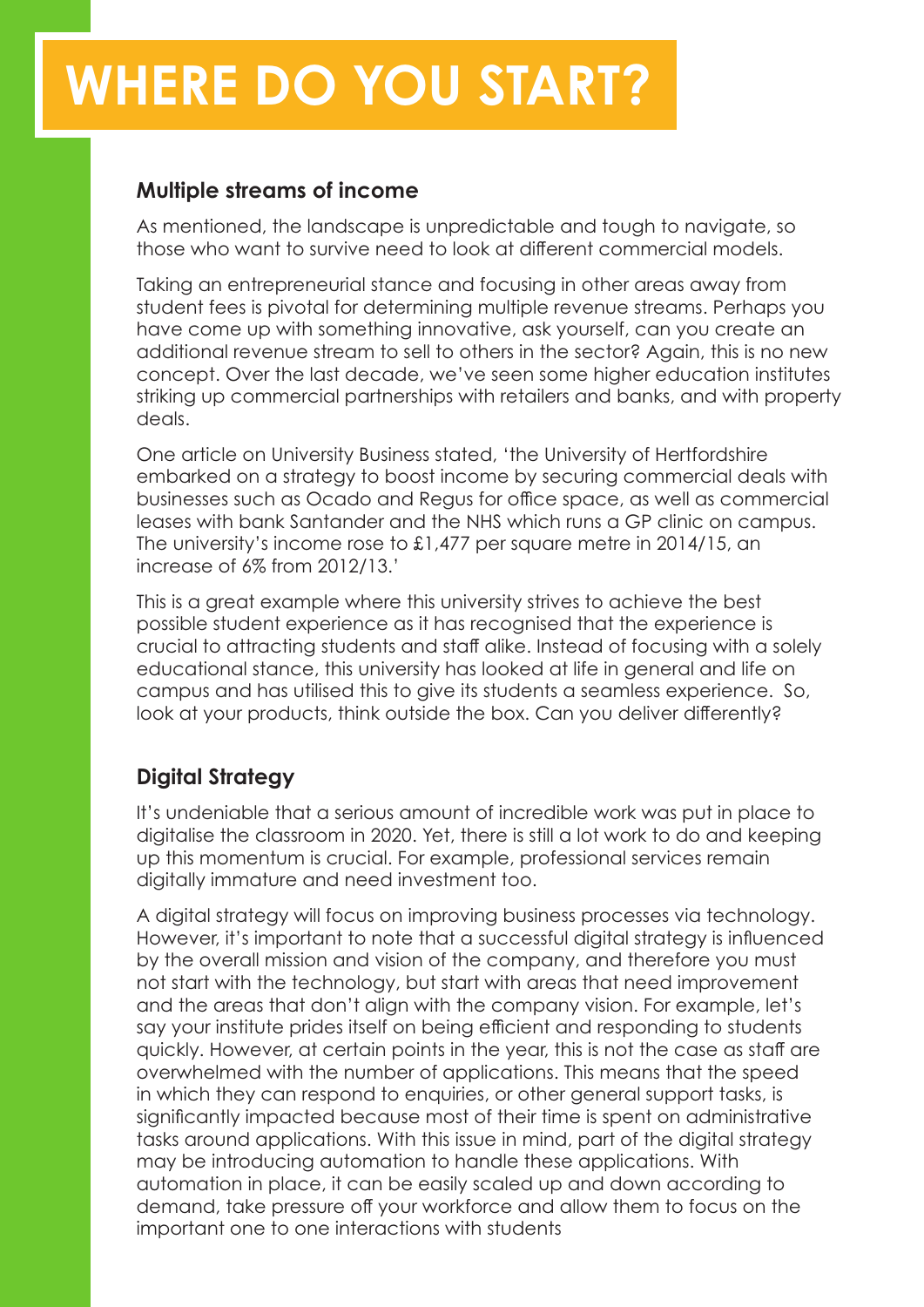# WHERE DO YOU START?

### Multiple streams of income

As mentioned, the landscape is unpredictable and tough to navigate, so those who want to survive need to look at different commercial models.

Taking an entrepreneurial stance and focusing in other areas away from student fees is pivotal for determining multiple revenue streams. Perhaps you have come up with something innovative, ask yourself, can you create an additional revenue stream to sell to others in the sector? Again, this is no new concept. Over the last decade, we've seen some higher education institutes striking up commercial partnerships with retailers and banks, and with property deals.

One article on University Business stated, 'the University of Hertfordshire embarked on a strategy to boost income by securing commercial deals with businesses such as Ocado and Regus for office space, as well as commercial leases with bank Santander and the NHS which runs a GP clinic on campus. The university's income rose to £1,477 per square metre in 2014/15, an increase of 6% from 2012/13.'

This is a great example where this university strives to achieve the best possible student experience as it has recognised that the experience is crucial to attracting students and staff alike. Instead of focusing with a solely educational stance, this university has looked at life in general and life on campus and has utilised this to give its students a seamless experience. So, look at your products, think outside the box. Can you deliver differently?

### Digital Strategy

It's undeniable that a serious amount of incredible work was put in place to digitalise the classroom in 2020. Yet, there is still a lot work to do and keeping up this momentum is crucial. For example, professional services remain digitally immature and need investment too.

A digital strategy will focus on improving business processes via technology. However, it's important to note that a successful digital strategy is influenced by the overall mission and vision of the company, and therefore you must not start with the technology, but start with areas that need improvement and the areas that don't align with the company vision. For example, let's say your institute prides itself on being efficient and responding to students quickly. However, at certain points in the year, this is not the case as staff are overwhelmed with the number of applications. This means that the speed in which they can respond to enquiries, or other general support tasks, is significantly impacted because most of their time is spent on administrative tasks around applications. With this issue in mind, part of the digital strategy may be introducing automation to handle these applications. With automation in place, it can be easily scaled up and down according to demand, take pressure off your workforce and allow them to focus on the important one to one interactions with students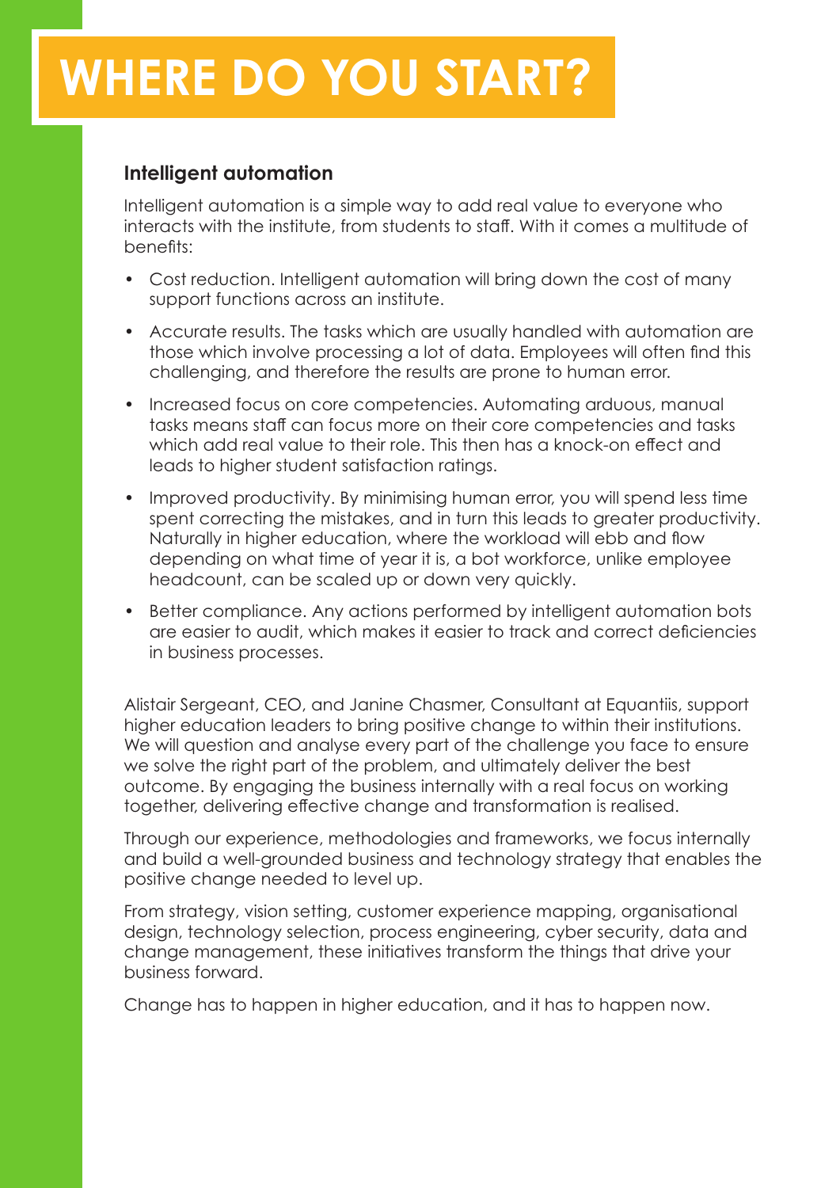# WHERE DO YOU START?

### Intelligent automation

Intelligent automation is a simple way to add real value to everyone who interacts with the institute, from students to staff. With it comes a multitude of benefits:

- Cost reduction. Intelligent automation will bring down the cost of many support functions across an institute.
- Accurate results. The tasks which are usually handled with automation are those which involve processing a lot of data. Employees will often find this challenging, and therefore the results are prone to human error.
- Increased focus on core competencies. Automating arduous, manual tasks means staff can focus more on their core competencies and tasks which add real value to their role. This then has a knock-on effect and leads to higher student satisfaction ratings.
- Improved productivity. By minimising human error, you will spend less time spent correcting the mistakes, and in turn this leads to greater productivity. Naturally in higher education, where the workload will ebb and flow depending on what time of year it is, a bot workforce, unlike employee headcount, can be scaled up or down very quickly.
- Better compliance. Any actions performed by intelligent automation bots are easier to audit, which makes it easier to track and correct deficiencies in business processes.

Alistair Sergeant, CEO, and Janine Chasmer, Consultant at Equantiis, support higher education leaders to bring positive change to within their institutions. We will question and analyse every part of the challenge you face to ensure we solve the right part of the problem, and ultimately deliver the best outcome. By engaging the business internally with a real focus on working together, delivering effective change and transformation is realised.

Through our experience, methodologies and frameworks, we focus internally and build a well-grounded business and technology strategy that enables the positive change needed to level up.

From strategy, vision setting, customer experience mapping, organisational design, technology selection, process engineering, cyber security, data and change management, these initiatives transform the things that drive your business forward.

Change has to happen in higher education, and it has to happen now.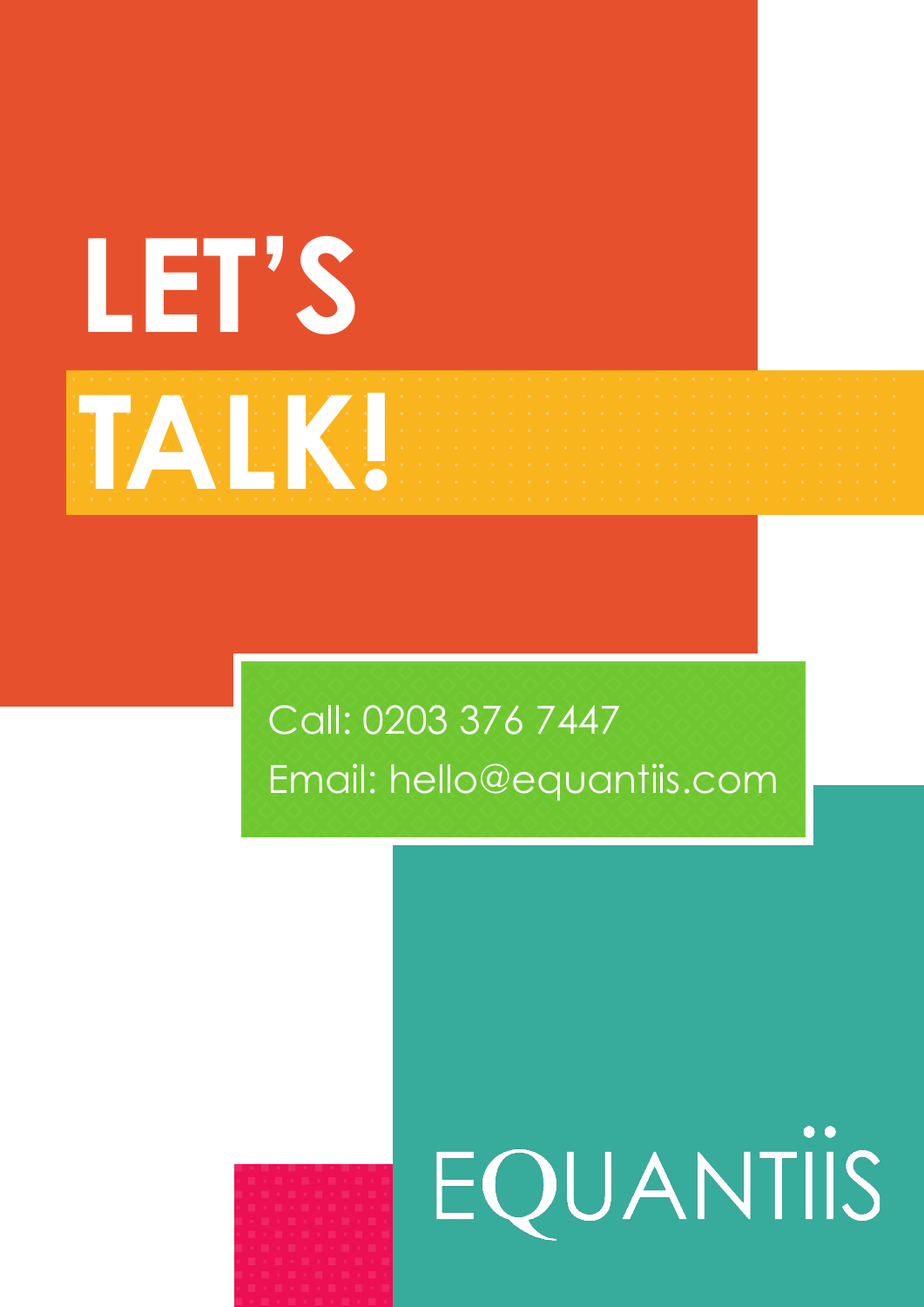# LET'S TALK!

Call: 0203 376 7447

Email: hello@equantiis.com

EQUANTIIS